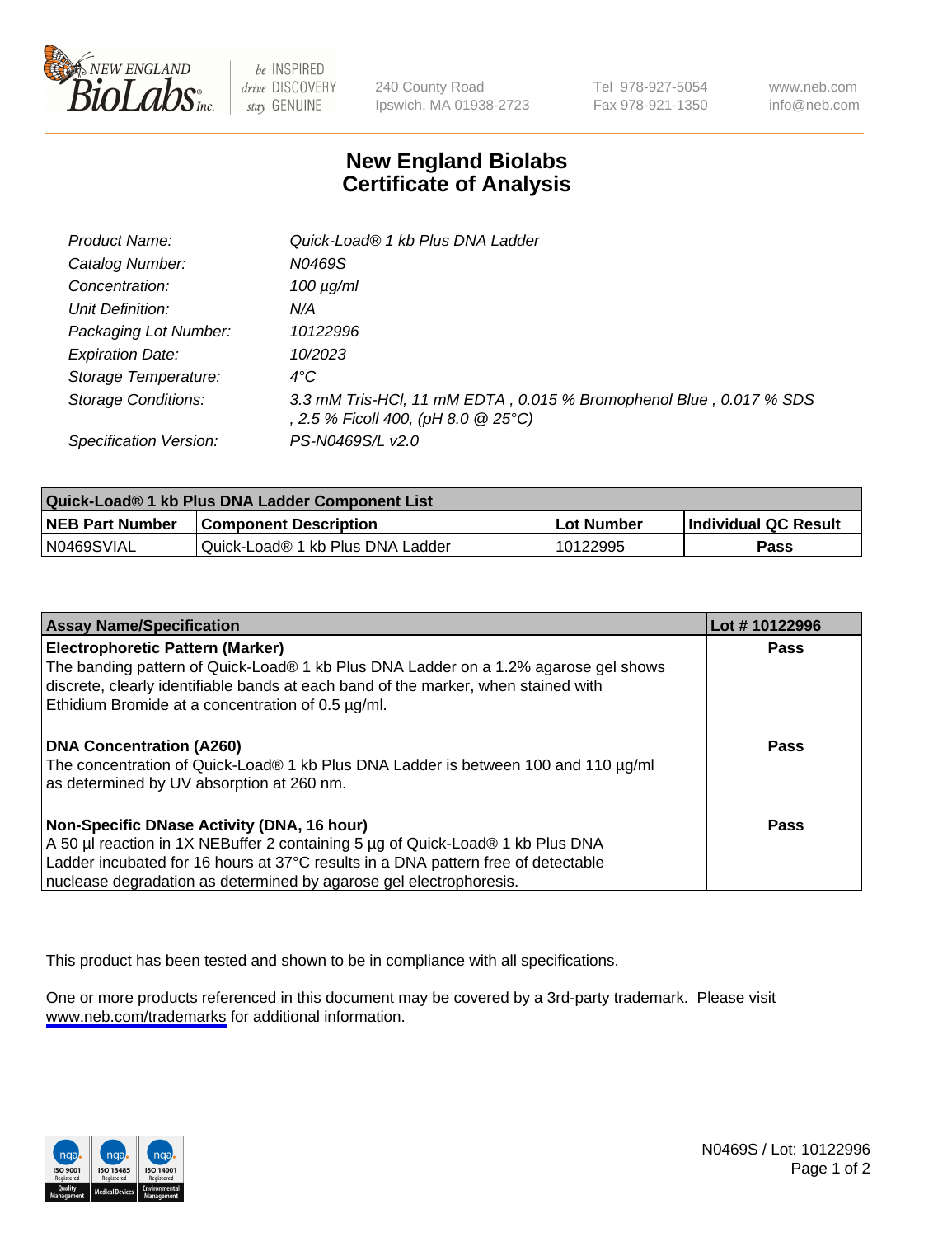# New England Biolabs Certificate of Analysis

| | |
|---|---|
| Product Name: | Quick-Load® 1 kb Plus DNA Ladder |
| Catalog Number: | N0469S |
| Concentration: | 100 µg/ml |
| Unit Definition: | N/A |
| Packaging Lot Number: | 10122996 |
| Expiration Date: | 10/2023 |
| Storage Temperature: | 4°C |
| Storage Conditions: | 3.3 mM Tris-HCl, 11 mM EDTA , 0.015 % Bromophenol Blue , 0.017 % SDS , 2.5 % Ficoll 400, (pH 8.0 @ 25°C) |
| Specification Version: | PS-N0469S/L v2.0 |

| Quick-Load® 1 kb Plus DNA Ladder Component List | | | |
|---|---|---|---|
| **NEB Part Number** | **Component Description** | **Lot Number** | **Individual QC Result** |
| N0469SVIAL | Quick-Load® 1 kb Plus DNA Ladder | 10122995 | **Pass** |

| Assay Name/Specification | Lot # 10122996 |
|---|---|
| **Electrophoretic Pattern (Marker)** The banding pattern of Quick-Load® 1 kb Plus DNA Ladder on a 1.2% agarose gel shows discrete, clearly identifiable bands at each band of the marker, when stained with Ethidium Bromide at a concentration of 0.5 µg/ml. | **Pass** |
| **DNA Concentration (A260)** The concentration of Quick-Load® 1 kb Plus DNA Ladder is between 100 and 110 µg/ml as determined by UV absorption at 260 nm. | **Pass** |
| **Non-Specific DNase Activity (DNA, 16 hour)** A 50 µl reaction in 1X NEBuffer 2 containing 5 µg of Quick-Load® 1 kb Plus DNA Ladder incubated for 16 hours at 37°C results in a DNA pattern free of detectable nuclease degradation as determined by agarose gel electrophoresis. | **Pass** |

This product has been tested and shown to be in compliance with all specifications.

One or more products referenced in this document may be covered by a 3rd-party trademark. Please visit www.neb.com/trademarks for additional information.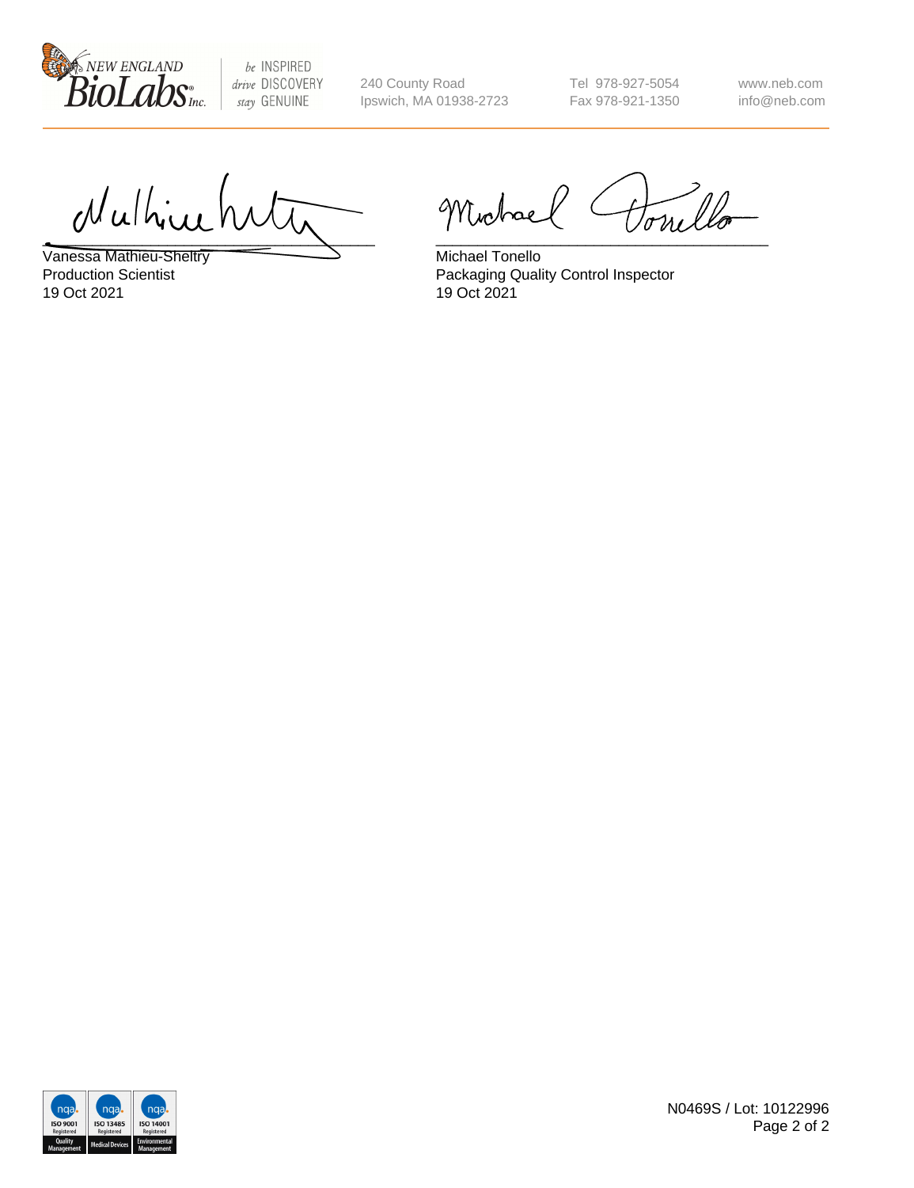be INSPIRED
drive DISCOVERY
stay GENUINE

240 County Road
Ipswich, MA 01938-2723

Tel 978-927-5054
Fax 978-921-1350

www.neb.com
info@neb.com

Vanessa Mathieu-Sheltry
Production Scientist
19 Oct 2021

Michael Tonello
Packaging Quality Control Inspector
19 Oct 2021

N0469S / Lot: 10122996